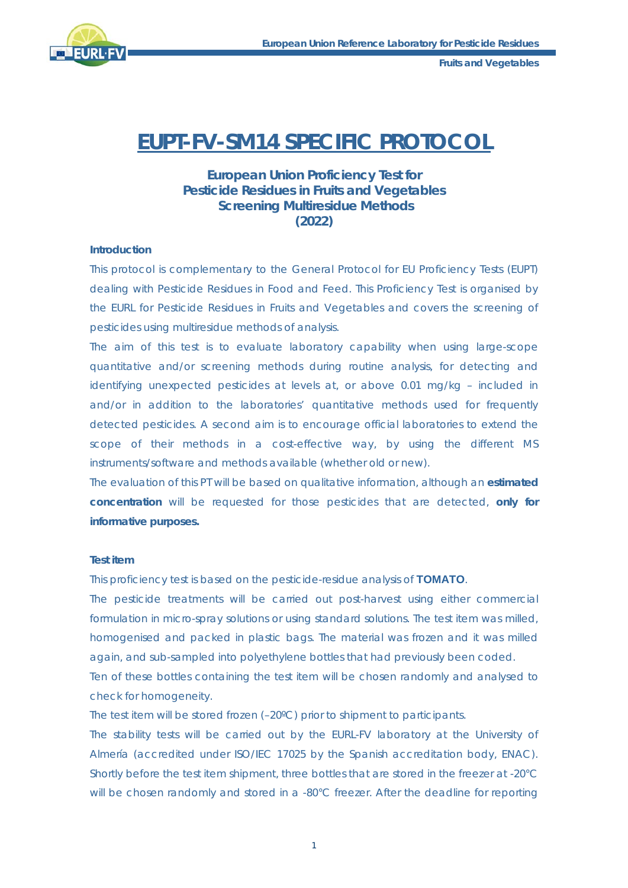# EUPT-FV-SM14 SPECIFIC PROTOCOL

**European Union Proficiency Test for Pesticide Residues in Fruits and Vegetables Screening Multiresidue Methods (2022)**

### Introduction

This protocol is complementary to the General Protocol for EU Proficiency Tests (EUPT) dealing with Pesticide Residues in Food and Feed. This Proficiency Test is organised by the EURL for Pesticide Residues in Fruits and Vegetables and covers the screening of pesticides using multiresidue methods of analysis.

The aim of this test is to evaluate laboratory capability when using large-scope quantitative and/or screening methods during routine analysis, for detecting and identifying unexpected pesticides at levels at, or above 0.01 mg/kg – included in and/or in addition to the laboratories' quantitative methods used for frequently detected pesticides. A second aim is to encourage official laboratories to extend the scope of their methods in a cost-effective way, by using the different MS instruments/software and methods available (whether old or new).

The evaluation of this PT will be based on qualitative information, although an **estimated concentration** will be requested for those pesticides that are detected, **only for informative purposes.**

### Test item

This proficiency test is based on the pesticide-residue analysis of **TOMATO**.

The pesticide treatments will be carried out post-harvest using either commercial formulation in micro-spray solutions or using standard solutions. The test item was milled, homogenised and packed in plastic bags. The material was frozen and it was milled again, and sub-sampled into polyethylene bottles that had previously been coded.

Ten of these bottles containing the test item will be chosen randomly and analysed to check for homogeneity.

The test item will be stored frozen (–20ºC) prior to shipment to participants.

The stability tests will be carried out by the EURL-FV laboratory at the University of Almería (accredited under ISO/IEC 17025 by the Spanish accreditation body, ENAC). Shortly before the test item shipment, three bottles that are stored in the freezer at -20°C will be chosen randomly and stored in a -80°C freezer. After the deadline for reporting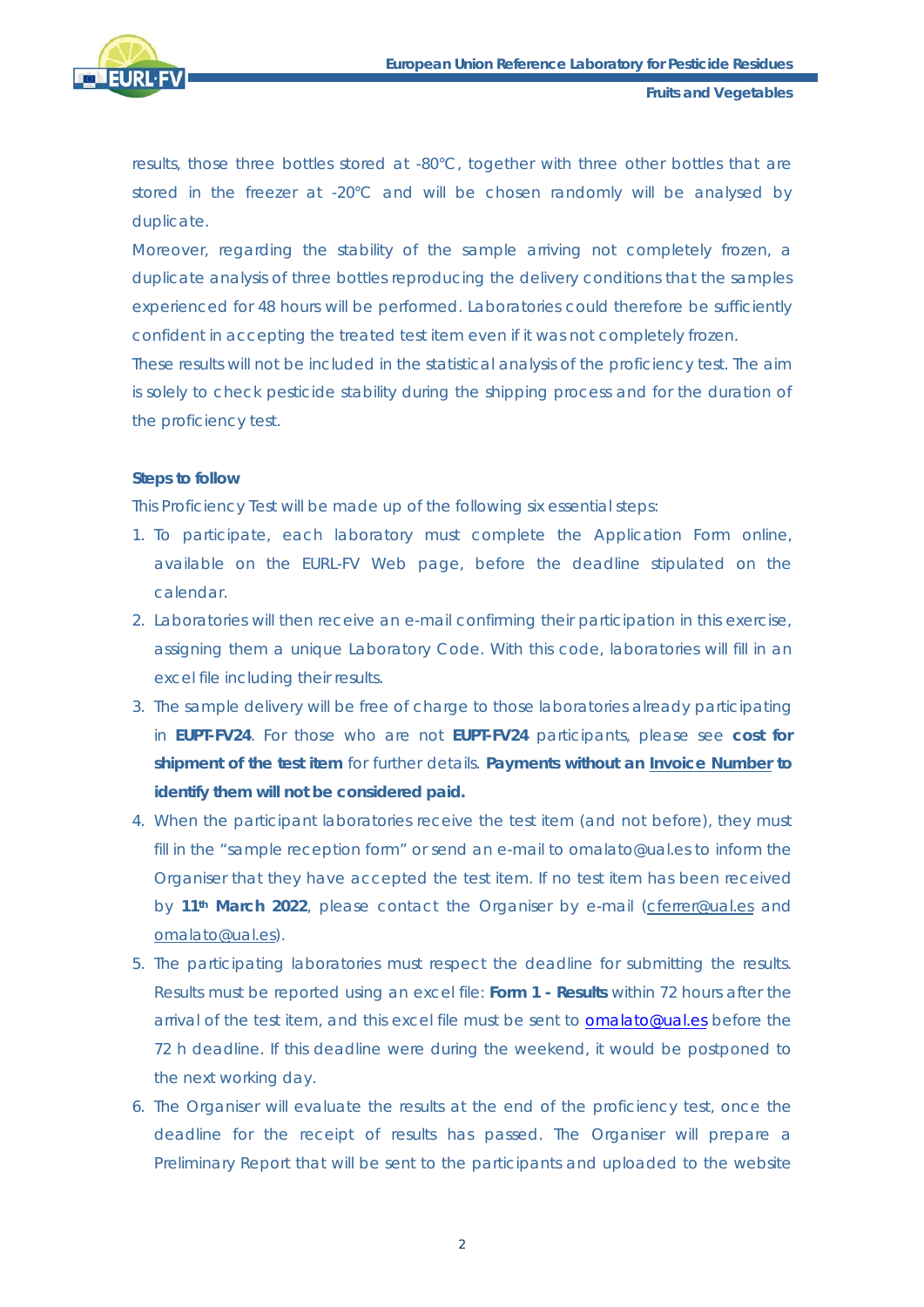results, those three bottles stored at -80°C, together with three other bottles that are stored in the freezer at -20°C and will be chosen randomly will be analysed by duplicate.

Moreover, regarding the stability of the sample arriving not completely frozen, a duplicate analysis of three bottles reproducing the delivery conditions that the samples experienced for 48 hours will be performed. Laboratories could therefore be sufficiently confident in accepting the treated test item even if it was not completely frozen.

These results will not be included in the statistical analysis of the proficiency test. The aim is solely to check pesticide stability during the shipping process and for the duration of the proficiency test.

**Steps to follow**

This Proficiency Test will be made up of the following six essential steps:

1. To participate, each laboratory must complete the Application Form online, available on the EURL-FV Web page, before the deadline stipulated on the calendar.
2. Laboratories will then receive an e-mail confirming their participation in this exercise, assigning them a unique Laboratory Code. With this code, laboratories will fill in an excel file including their results.
3. The sample delivery will be free of charge to those laboratories already participating in **EUPT-FV24**. For those who are not **EUPT-FV24** participants, please see **cost for shipment of the test item** for further details. **Payments without an Invoice Number to identify them will not be considered paid.**
4. When the participant laboratories receive the test item (and not before), they must fill in the "sample reception form" or send an e-mail to omalato@ual.es to inform the Organiser that they have accepted the test item. If no test item has been received by **11th March 2022**, please contact the Organiser by e-mail (cferrer@ual.es and omalato@ual.es).
5. The participating laboratories must respect the deadline for submitting the results. Results must be reported using an excel file: **Form 1 - Results** within 72 hours after the arrival of the test item, and this excel file must be sent to omalato@ual.es before the 72 h deadline. If this deadline were during the weekend, it would be postponed to the next working day.
6. The Organiser will evaluate the results at the end of the proficiency test, once the deadline for the receipt of results has passed. The Organiser will prepare a Preliminary Report that will be sent to the participants and uploaded to the website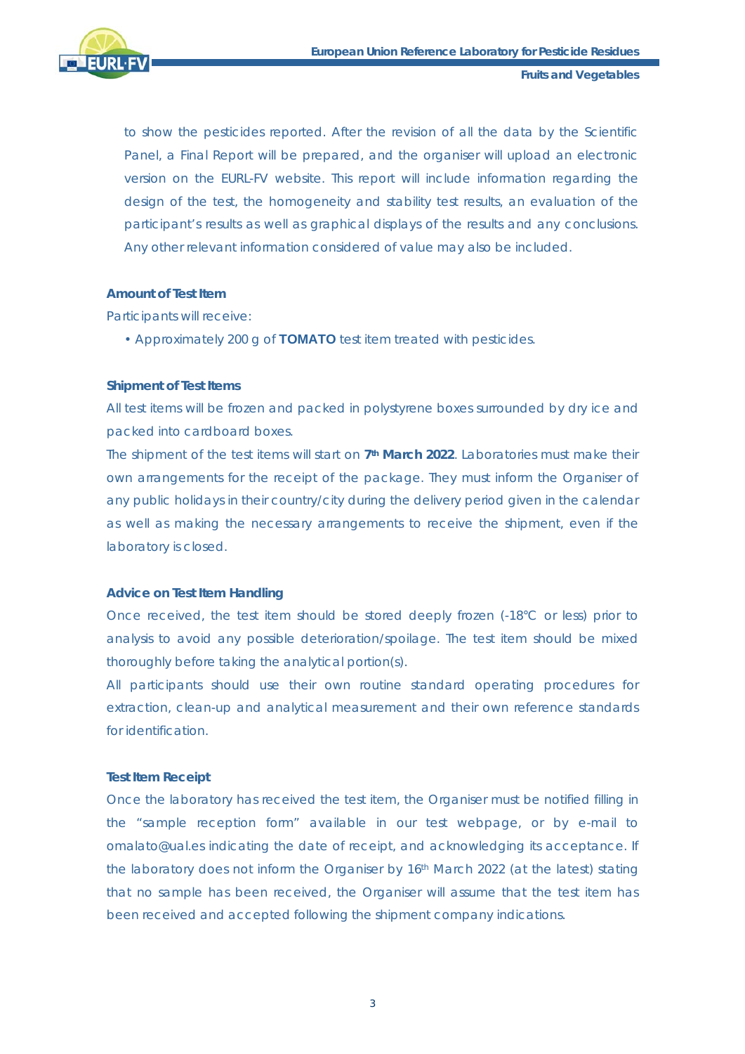to show the pesticides reported. After the revision of all the data by the Scientific Panel, a Final Report will be prepared, and the organiser will upload an electronic version on the EURL-FV website. This report will include information regarding the design of the test, the homogeneity and stability test results, an evaluation of the participant's results as well as graphical displays of the results and any conclusions. Any other relevant information considered of value may also be included.

### Amount of Test Item

Participants will receive:

- Approximately 200 g of **TOMATO** test item treated with pesticides.

### Shipment of Test Items

All test items will be frozen and packed in polystyrene boxes surrounded by dry ice and packed into cardboard boxes.

The shipment of the test items will start on **7th March 2022**. Laboratories must make their own arrangements for the receipt of the package. They must inform the Organiser of any public holidays in their country/city during the delivery period given in the calendar as well as making the necessary arrangements to receive the shipment, even if the laboratory is closed.

### Advice on Test Item Handling

Once received, the test item should be stored deeply frozen (-18°C or less) prior to analysis to avoid any possible deterioration/spoilage. The test item should be mixed thoroughly before taking the analytical portion(s).

All participants should use their own routine standard operating procedures for extraction, clean-up and analytical measurement and their own reference standards for identification.

### Test Item Receipt

Once the laboratory has received the test item, the Organiser must be notified filling in the "sample reception form" available in our test webpage, or by e-mail to omalato@ual.es indicating the date of receipt, and acknowledging its acceptance. If the laboratory does not inform the Organiser by 16th March 2022 (at the latest) stating that no sample has been received, the Organiser will assume that the test item has been received and accepted following the shipment company indications.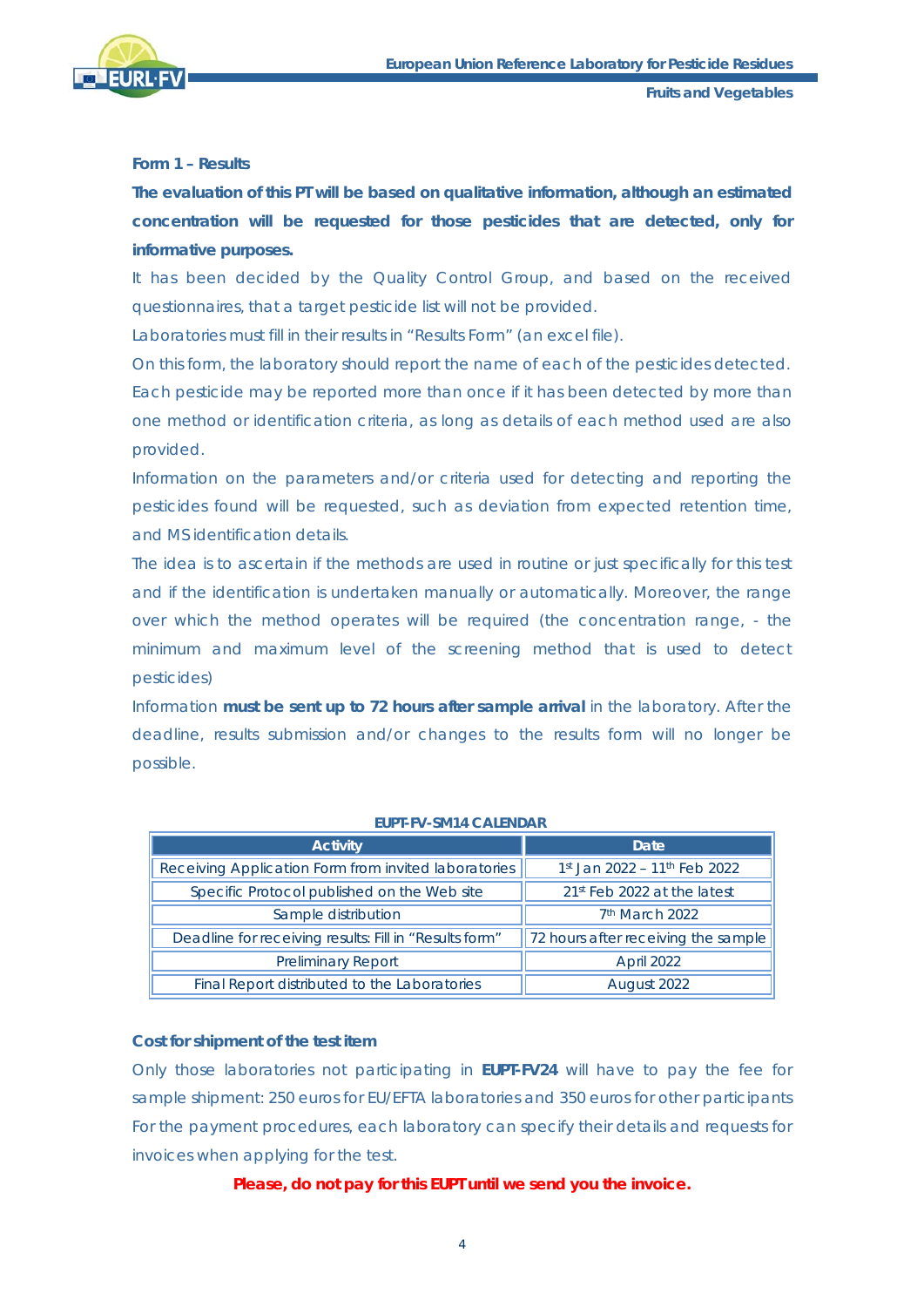**Form 1 – Results**

**The evaluation of this PT will be based on qualitative information, although an estimated concentration will be requested for those pesticides that are detected, only for informative purposes.**

It has been decided by the Quality Control Group, and based on the received questionnaires, that a target pesticide list will not be provided.

Laboratories must fill in their results in “Results Form” (an excel file).

On this form, the laboratory should report the name of each of the pesticides detected. Each pesticide may be reported more than once if it has been detected by more than one method or identification criteria, as long as details of each method used are also provided.

Information on the parameters and/or criteria used for detecting and reporting the pesticides found will be requested, such as deviation from expected retention time, and MS identification details.

The idea is to ascertain if the methods are used in routine or just specifically for this test and if the identification is undertaken manually or automatically. Moreover, the range over which the method operates will be required (the concentration range, - the minimum and maximum level of the screening method that is used to detect pesticides)

Information **must be sent up to 72 hours after sample arrival** in the laboratory. After the deadline, results submission and/or changes to the results form will no longer be possible.

**EUPT-FV-SM14 CALENDAR**

| Activity | Date |
|---|---|
| Receiving Application Form from invited laboratories | 1st Jan 2022 – 11th Feb 2022 |
| Specific Protocol published on the Web site | 21st Feb 2022 at the latest |
| Sample distribution | 7th March 2022 |
| Deadline for receiving results: Fill in “Results form” | 72 hours after receiving the sample |
| Preliminary Report | April 2022 |
| Final Report distributed to the Laboratories | August 2022 |

**Cost for shipment of the test item**

Only those laboratories not participating in **EUPT-FV24** will have to pay the fee for sample shipment: 250 euros for EU/EFTA laboratories and 350 euros for other participants For the payment procedures, each laboratory can specify their details and requests for invoices when applying for the test.

**Please, do not pay for this EUPT until we send you the invoice.**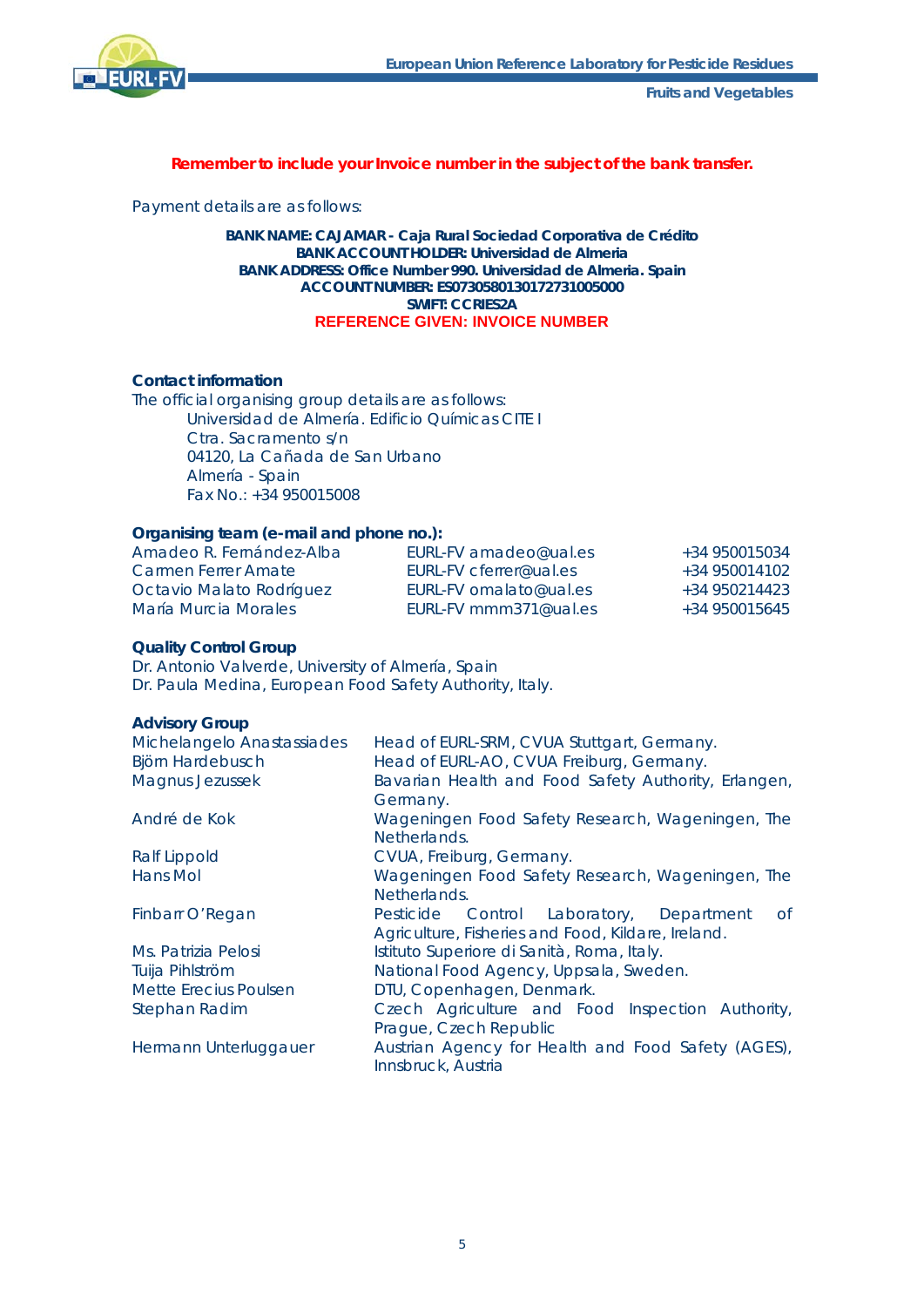**Remember to include your Invoice number in the subject of the bank transfer.**

Payment details are as follows:

**BANK NAME: CAJAMAR - Caja Rural Sociedad Corporativa de Crédito**
**BANK ACCOUNT HOLDER: Universidad de Almeria**
**BANK ADDRESS: Office Number 990. Universidad de Almeria. Spain**
**ACCOUNT NUMBER: ES0730580130172731005000**
**SWIFT: CCRIES2A**
**REFERENCE GIVEN: INVOICE NUMBER**

**Contact information**

The official organising group details are as follows:

Universidad de Almería. Edificio Químicas CITE I
Ctra. Sacramento s/n
04120, La Cañada de San Urbano
Almería - Spain
Fax No.: +34 950015008

**Organising team (e-mail and phone no.):**

| | | |
|---|---|---|
| Amadeo R. Fernández-Alba | EURL-FV amadeo@ual.es | +34 950015034 |
| Carmen Ferrer Amate | EURL-FV cferrer@ual.es | +34 950014102 |
| Octavio Malato Rodríguez | EURL-FV omalato@ual.es | +34 950214423 |
| María Murcia Morales | EURL-FV mmm371@ual.es | +34 950015645 |

**Quality Control Group**

Dr. Antonio Valverde, University of Almería, Spain
Dr. Paula Medina, European Food Safety Authority, Italy.

**Advisory Group**

| | |
|---|---|
| Michelangelo Anastassiades | Head of EURL-SRM, CVUA Stuttgart, Germany. |
| Björn Hardebusch | Head of EURL-AO, CVUA Freiburg, Germany. |
| Magnus Jezussek | Bavarian Health and Food Safety Authority, Erlangen, Germany. |
| André de Kok | Wageningen Food Safety Research, Wageningen, The Netherlands. |
| Ralf Lippold | CVUA, Freiburg, Germany. |
| Hans Mol | Wageningen Food Safety Research, Wageningen, The Netherlands. |
| Finbarr O'Regan | Pesticide Control Laboratory, Department of Agriculture, Fisheries and Food, Kildare, Ireland. |
| Ms. Patrizia Pelosi | Istituto Superiore di Sanità, Roma, Italy. |
| Tuija Pihlström | National Food Agency, Uppsala, Sweden. |
| Mette Erecius Poulsen | DTU, Copenhagen, Denmark. |
| Stephan Radim | Czech Agriculture and Food Inspection Authority, Prague, Czech Republic |
| Hermann Unterluggauer | Austrian Agency for Health and Food Safety (AGES), Innsbruck, Austria |